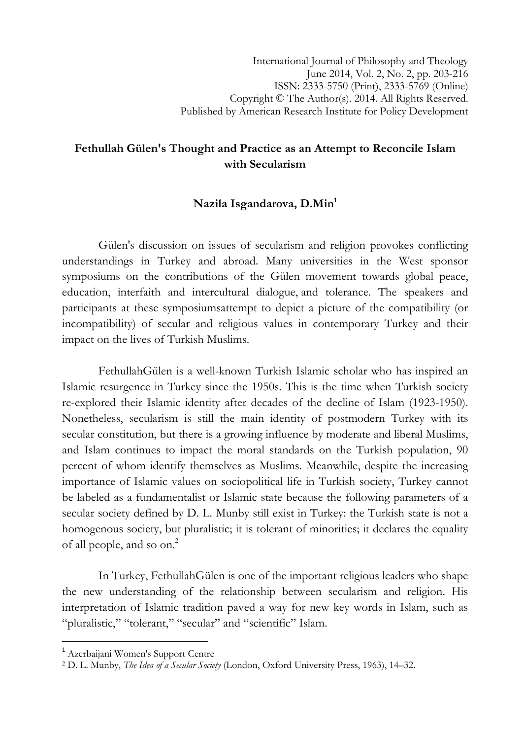International Journal of Philosophy and Theology
June 2014, Vol. 2, No. 2, pp. 203-216
ISSN: 2333-5750 (Print), 2333-5769 (Online)
Copyright © The Author(s). 2014. All Rights Reserved.
Published by American Research Institute for Policy Development

# Fethullah Gülen's Thought and Practice as an Attempt to Reconcile Islam with Secularism

**Nazila Isgandarova, D.Min**[1]

Gülen's discussion on issues of secularism and religion provokes conflicting understandings in Turkey and abroad. Many universities in the West sponsor symposiums on the contributions of the Gülen movement towards global peace, education, interfaith and intercultural dialogue, and tolerance. The speakers and participants at these symposiumsattempt to depict a picture of the compatibility (or incompatibility) of secular and religious values in contemporary Turkey and their impact on the lives of Turkish Muslims.

FethullahGülen is a well-known Turkish Islamic scholar who has inspired an Islamic resurgence in Turkey since the 1950s. This is the time when Turkish society re-explored their Islamic identity after decades of the decline of Islam (1923-1950). Nonetheless, secularism is still the main identity of postmodern Turkey with its secular constitution, but there is a growing influence by moderate and liberal Muslims, and Islam continues to impact the moral standards on the Turkish population, 90 percent of whom identify themselves as Muslims. Meanwhile, despite the increasing importance of Islamic values on sociopolitical life in Turkish society, Turkey cannot be labeled as a fundamentalist or Islamic state because the following parameters of a secular society defined by D. L. Munby still exist in Turkey: the Turkish state is not a homogenous society, but pluralistic; it is tolerant of minorities; it declares the equality of all people, and so on.[2]

In Turkey, FethullahGülen is one of the important religious leaders who shape the new understanding of the relationship between secularism and religion. His interpretation of Islamic tradition paved a way for new key words in Islam, such as "pluralistic," "tolerant," "secular" and "scientific" Islam.

---

[1] Azerbaijani Women's Support Centre

[2] D. L. Munby, *The Idea of a Secular Society* (London, Oxford University Press, 1963), 14–32.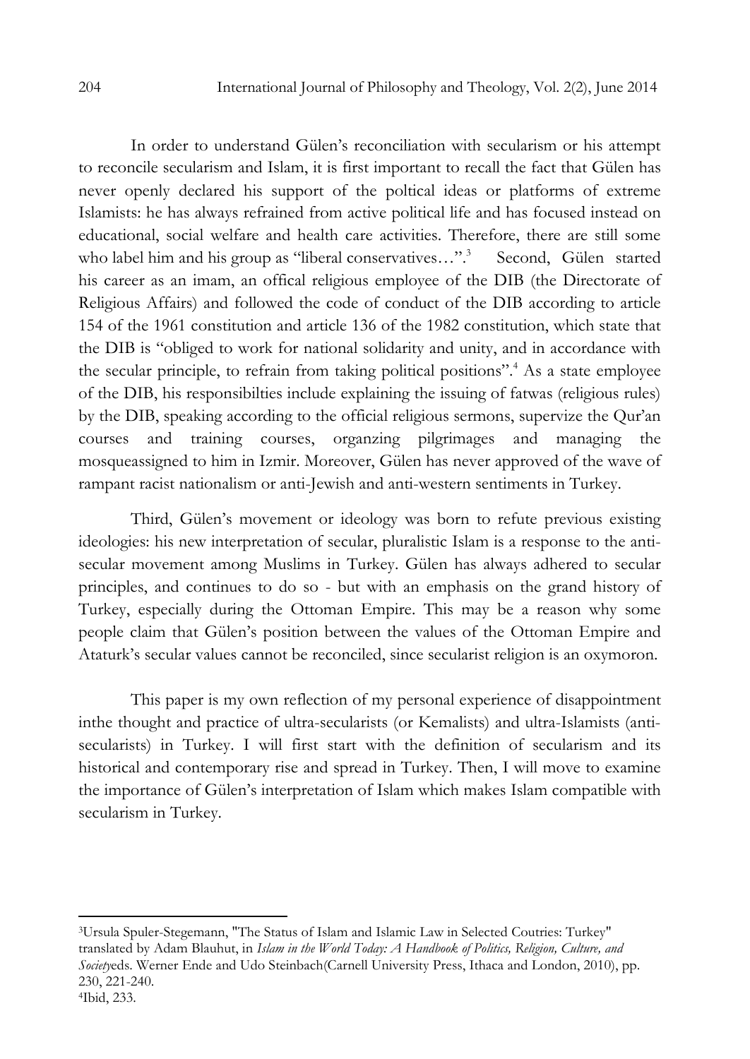In order to understand Gülen's reconciliation with secularism or his attempt to reconcile secularism and Islam, it is first important to recall the fact that Gülen has never openly declared his support of the poltical ideas or platforms of extreme Islamists: he has always refrained from active political life and has focused instead on educational, social welfare and health care activities. Therefore, there are still some who label him and his group as "liberal conservatives…".[3] Second, Gülen started his career as an imam, an offical religious employee of the DIB (the Directorate of Religious Affairs) and followed the code of conduct of the DIB according to article 154 of the 1961 constitution and article 136 of the 1982 constitution, which state that the DIB is "obliged to work for national solidarity and unity, and in accordance with the secular principle, to refrain from taking political positions".[4] As a state employee of the DIB, his responsibilties include explaining the issuing of fatwas (religious rules) by the DIB, speaking according to the official religious sermons, supervize the Qur'an courses and training courses, organzing pilgrimages and managing the mosqueassigned to him in Izmir. Moreover, Gülen has never approved of the wave of rampant racist nationalism or anti-Jewish and anti-western sentiments in Turkey.

Third, Gülen's movement or ideology was born to refute previous existing ideologies: his new interpretation of secular, pluralistic Islam is a response to the anti-secular movement among Muslims in Turkey. Gülen has always adhered to secular principles, and continues to do so - but with an emphasis on the grand history of Turkey, especially during the Ottoman Empire. This may be a reason why some people claim that Gülen's position between the values of the Ottoman Empire and Ataturk's secular values cannot be reconciled, since secularist religion is an oxymoron.

This paper is my own reflection of my personal experience of disappointment inthe thought and practice of ultra-secularists (or Kemalists) and ultra-Islamists (anti-secularists) in Turkey. I will first start with the definition of secularism and its historical and contemporary rise and spread in Turkey. Then, I will move to examine the importance of Gülen's interpretation of Islam which makes Islam compatible with secularism in Turkey.

---

[3]Ursula Spuler-Stegemann, "The Status of Islam and Islamic Law in Selected Coutries: Turkey" translated by Adam Blauhut, in *Islam in the World Today: A Handbook of Politics, Religion, Culture, and Society*eds. Werner Ende and Udo Steinbach(Carnell University Press, Ithaca and London, 2010), pp. 230, 221-240.

[4]Ibid, 233.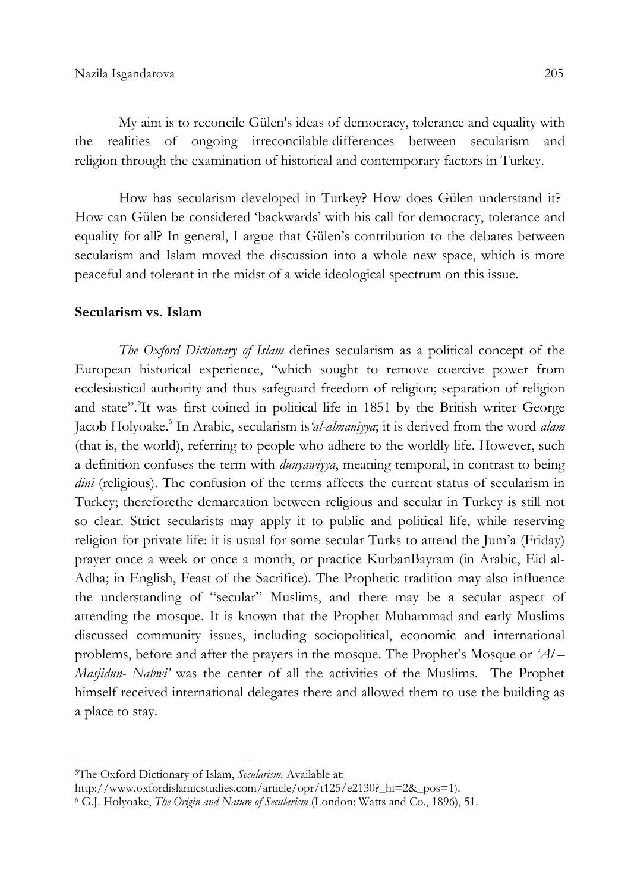My aim is to reconcile Gülen's ideas of democracy, tolerance and equality with the realities of ongoing irreconcilable differences between secularism and religion through the examination of historical and contemporary factors in Turkey.

How has secularism developed in Turkey? How does Gülen understand it? How can Gülen be considered 'backwards' with his call for democracy, tolerance and equality for all? In general, I argue that Gülen's contribution to the debates between secularism and Islam moved the discussion into a whole new space, which is more peaceful and tolerant in the midst of a wide ideological spectrum on this issue.

**Secularism vs. Islam**

*The Oxford Dictionary of Islam* defines secularism as a political concept of the European historical experience, "which sought to remove coercive power from ecclesiastical authority and thus safeguard freedom of religion; separation of religion and state".[5]It was first coined in political life in 1851 by the British writer George Jacob Holyoake.[6] In Arabic, secularism is*'al-almaniyya*; it is derived from the word *alam* (that is, the world), referring to people who adhere to the worldly life. However, such a definition confuses the term with *dunyawiyya*, meaning temporal, in contrast to being *dini* (religious). The confusion of the terms affects the current status of secularism in Turkey; thereforethe demarcation between religious and secular in Turkey is still not so clear. Strict secularists may apply it to public and political life, while reserving religion for private life: it is usual for some secular Turks to attend the Jum'a (Friday) prayer once a week or once a month, or practice KurbanBayram (in Arabic, Eid al-Adha; in English, Feast of the Sacrifice). The Prophetic tradition may also influence the understanding of "secular" Muslims, and there may be a secular aspect of attending the mosque. It is known that the Prophet Muhammad and early Muslims discussed community issues, including sociopolitical, economic and international problems, before and after the prayers in the mosque. The Prophet's Mosque or *'Al – Masjidun- Nabwi'* was the center of all the activities of the Muslims. The Prophet himself received international delegates there and allowed them to use the building as a place to stay.

---

[5]The Oxford Dictionary of Islam, *Secularism.* Available at: http://www.oxfordislamicstudies.com/article/opr/t125/e2130?_hi=2&_pos=1).

[6] G.J. Holyoake, *The Origin and Nature of Secularism* (London: Watts and Co., 1896), 51.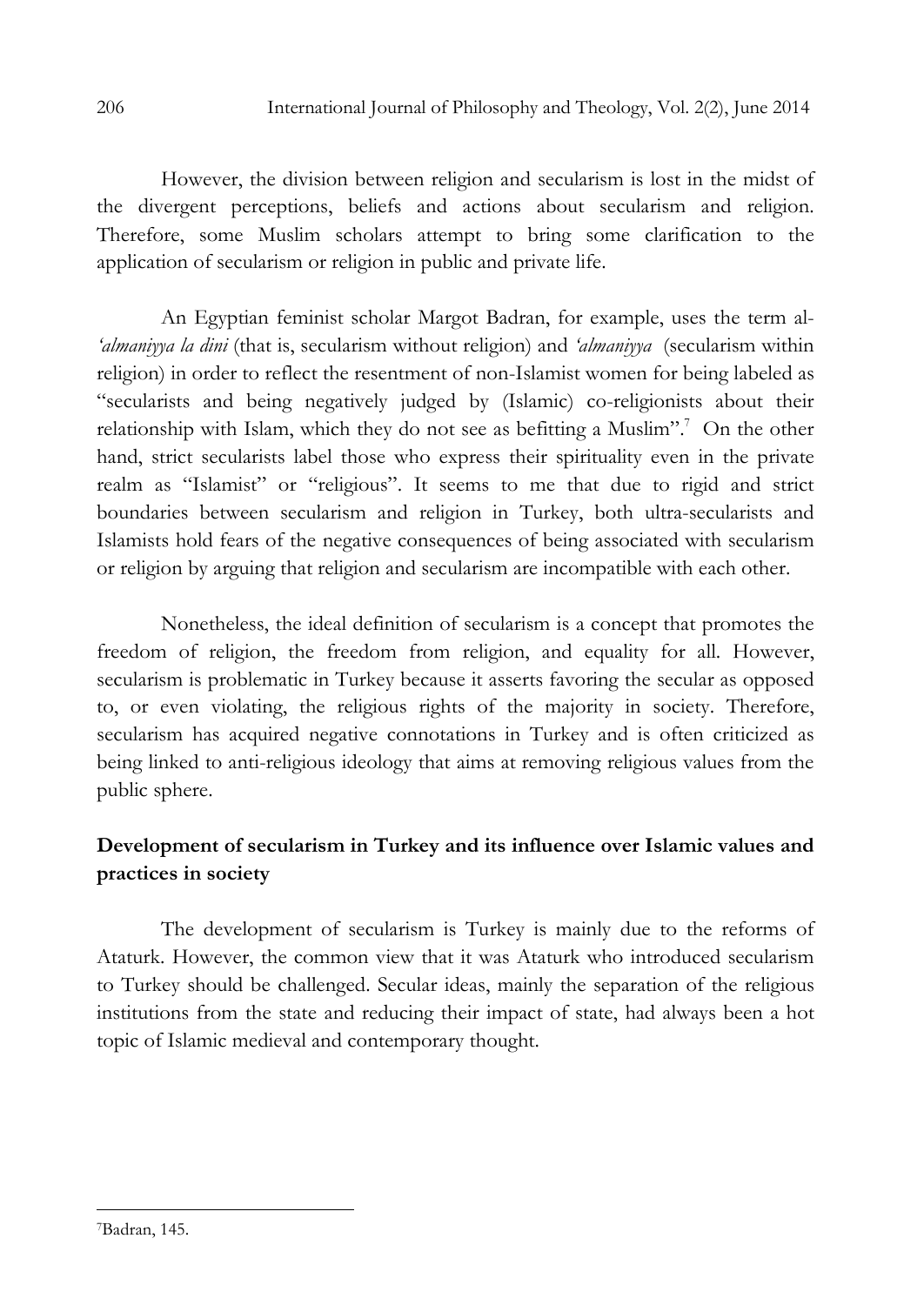However, the division between religion and secularism is lost in the midst of the divergent perceptions, beliefs and actions about secularism and religion. Therefore, some Muslim scholars attempt to bring some clarification to the application of secularism or religion in public and private life.

An Egyptian feminist scholar Margot Badran, for example, uses the term al-*'almaniyya la dini* (that is, secularism without religion) and *'almaniyya* (secularism within religion) in order to reflect the resentment of non-Islamist women for being labeled as "secularists and being negatively judged by (Islamic) co-religionists about their relationship with Islam, which they do not see as befitting a Muslim".[7] On the other hand, strict secularists label those who express their spirituality even in the private realm as "Islamist" or "religious". It seems to me that due to rigid and strict boundaries between secularism and religion in Turkey, both ultra-secularists and Islamists hold fears of the negative consequences of being associated with secularism or religion by arguing that religion and secularism are incompatible with each other.

Nonetheless, the ideal definition of secularism is a concept that promotes the freedom of religion, the freedom from religion, and equality for all. However, secularism is problematic in Turkey because it asserts favoring the secular as opposed to, or even violating, the religious rights of the majority in society. Therefore, secularism has acquired negative connotations in Turkey and is often criticized as being linked to anti-religious ideology that aims at removing religious values from the public sphere.

## Development of secularism in Turkey and its influence over Islamic values and practices in society

The development of secularism is Turkey is mainly due to the reforms of Ataturk. However, the common view that it was Ataturk who introduced secularism to Turkey should be challenged. Secular ideas, mainly the separation of the religious institutions from the state and reducing their impact of state, had always been a hot topic of Islamic medieval and contemporary thought.

[7]Badran, 145.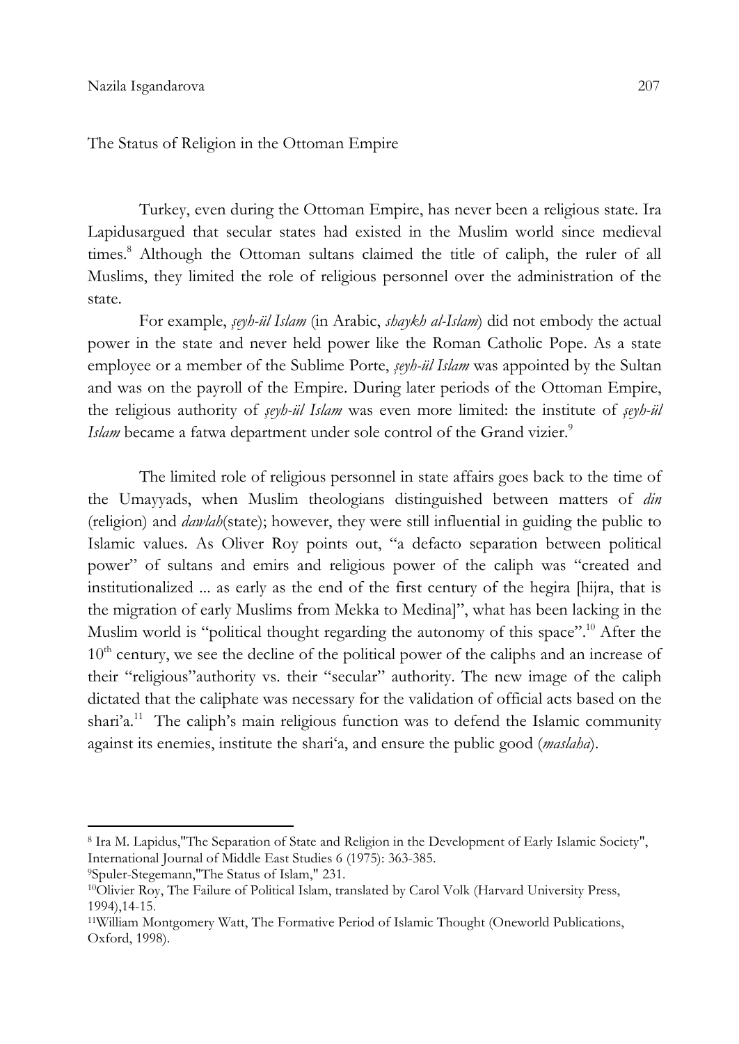## The Status of Religion in the Ottoman Empire

Turkey, even during the Ottoman Empire, has never been a religious state. Ira Lapidusargued that secular states had existed in the Muslim world since medieval times.[8] Although the Ottoman sultans claimed the title of caliph, the ruler of all Muslims, they limited the role of religious personnel over the administration of the state.

For example, *şeyh-ül Islam* (in Arabic, *shaykh al-Islam*) did not embody the actual power in the state and never held power like the Roman Catholic Pope. As a state employee or a member of the Sublime Porte, *şeyh-ül Islam* was appointed by the Sultan and was on the payroll of the Empire. During later periods of the Ottoman Empire, the religious authority of *şeyh-ül Islam* was even more limited: the institute of *şeyh-ül Islam* became a fatwa department under sole control of the Grand vizier.[9]

The limited role of religious personnel in state affairs goes back to the time of the Umayyads, when Muslim theologians distinguished between matters of *din* (religion) and *dawlah*(state); however, they were still influential in guiding the public to Islamic values. As Oliver Roy points out, "a defacto separation between political power" of sultans and emirs and religious power of the caliph was "created and institutionalized ... as early as the end of the first century of the hegira [hijra, that is the migration of early Muslims from Mekka to Medina]", what has been lacking in the Muslim world is "political thought regarding the autonomy of this space".[10] After the 10th century, we see the decline of the political power of the caliphs and an increase of their "religious"authority vs. their "secular" authority. The new image of the caliph dictated that the caliphate was necessary for the validation of official acts based on the shari'a.[11] The caliph's main religious function was to defend the Islamic community against its enemies, institute the shari'a, and ensure the public good (*maslaha*).

---

[8] Ira M. Lapidus,"The Separation of State and Religion in the Development of Early Islamic Society", International Journal of Middle East Studies 6 (1975): 363-385.

[9] Spuler-Stegemann,"The Status of Islam," 231.

[10] Olivier Roy, The Failure of Political Islam, translated by Carol Volk (Harvard University Press, 1994),14-15.

[11] William Montgomery Watt, The Formative Period of Islamic Thought (Oneworld Publications, Oxford, 1998).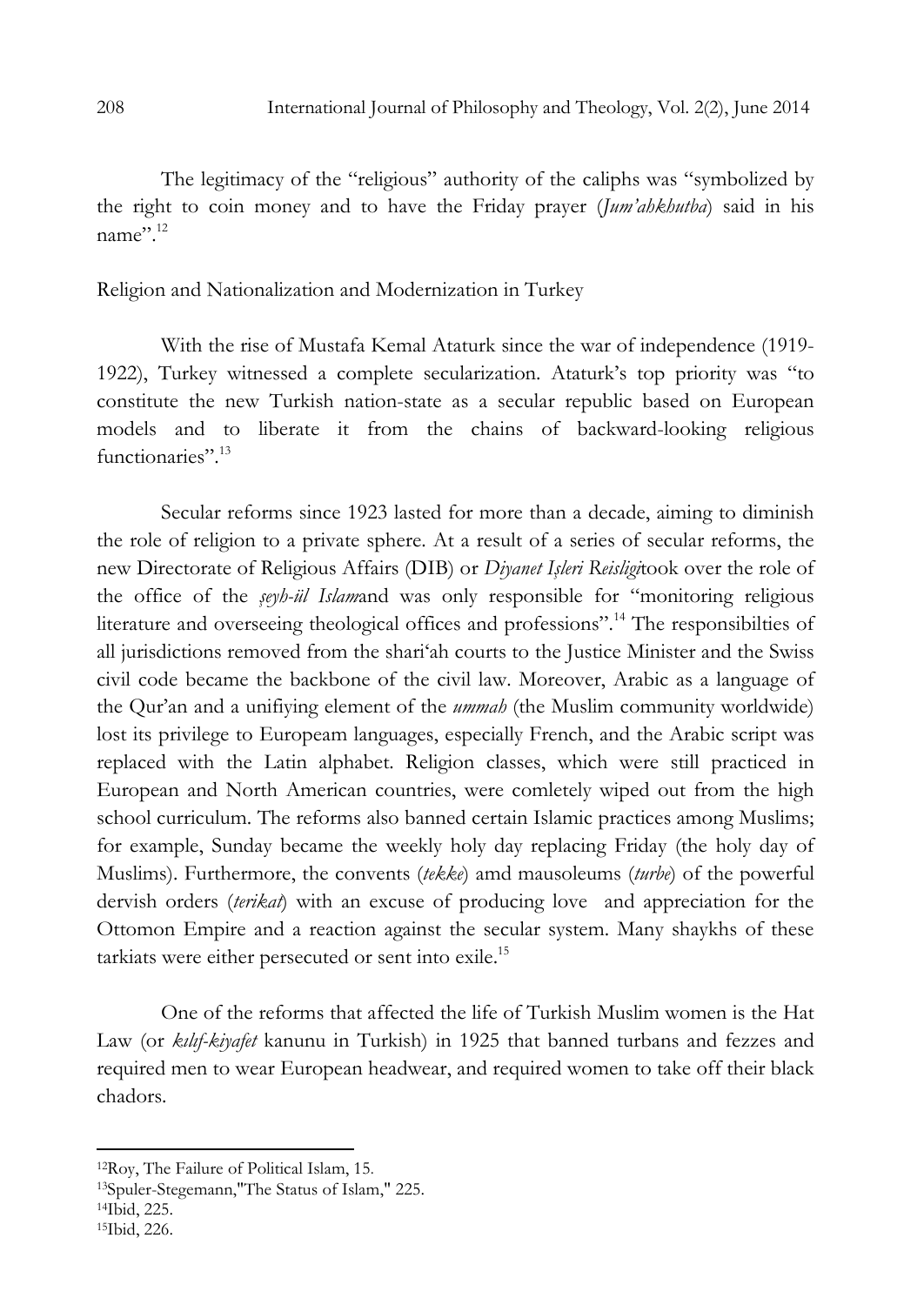The legitimacy of the "religious" authority of the caliphs was "symbolized by the right to coin money and to have the Friday prayer (*Jum'ahkhutba*) said in his name".[12]

Religion and Nationalization and Modernization in Turkey

With the rise of Mustafa Kemal Ataturk since the war of independence (1919-1922), Turkey witnessed a complete secularization. Ataturk's top priority was "to constitute the new Turkish nation-state as a secular republic based on European models and to liberate it from the chains of backward-looking religious functionaries".[13]

Secular reforms since 1923 lasted for more than a decade, aiming to diminish the role of religion to a private sphere. At a result of a series of secular reforms, the new Directorate of Religious Affairs (DIB) or *Diyanet İşleri Reisligi*took over the role of the office of the *şeyh-ül Islam*and was only responsible for "monitoring religious literature and overseeing theological offices and professions".[14] The responsibilties of all jurisdictions removed from the shari'ah courts to the Justice Minister and the Swiss civil code became the backbone of the civil law. Moreover, Arabic as a language of the Qur'an and a unifiying element of the *ummah* (the Muslim community worldwide) lost its privilege to Europeam languages, especially French, and the Arabic script was replaced with the Latin alphabet. Religion classes, which were still practiced in European and North American countries, were comletely wiped out from the high school curriculum. The reforms also banned certain Islamic practices among Muslims; for example, Sunday became the weekly holy day replacing Friday (the holy day of Muslims). Furthermore, the convents (*tekke*) amd mausoleums (*turbe*) of the powerful dervish orders (*terikat*) with an excuse of producing love and appreciation for the Ottomon Empire and a reaction against the secular system. Many shaykhs of these tarkiats were either persecuted or sent into exile.[15]

One of the reforms that affected the life of Turkish Muslim women is the Hat Law (or *kılıf-kiyafet* kanunu in Turkish) in 1925 that banned turbans and fezzes and required men to wear European headwear, and required women to take off their black chadors.

---

[12]Roy, The Failure of Political Islam, 15.

[13]Spuler-Stegemann,"The Status of Islam," 225.

[14]Ibid, 225.

[15]Ibid, 226.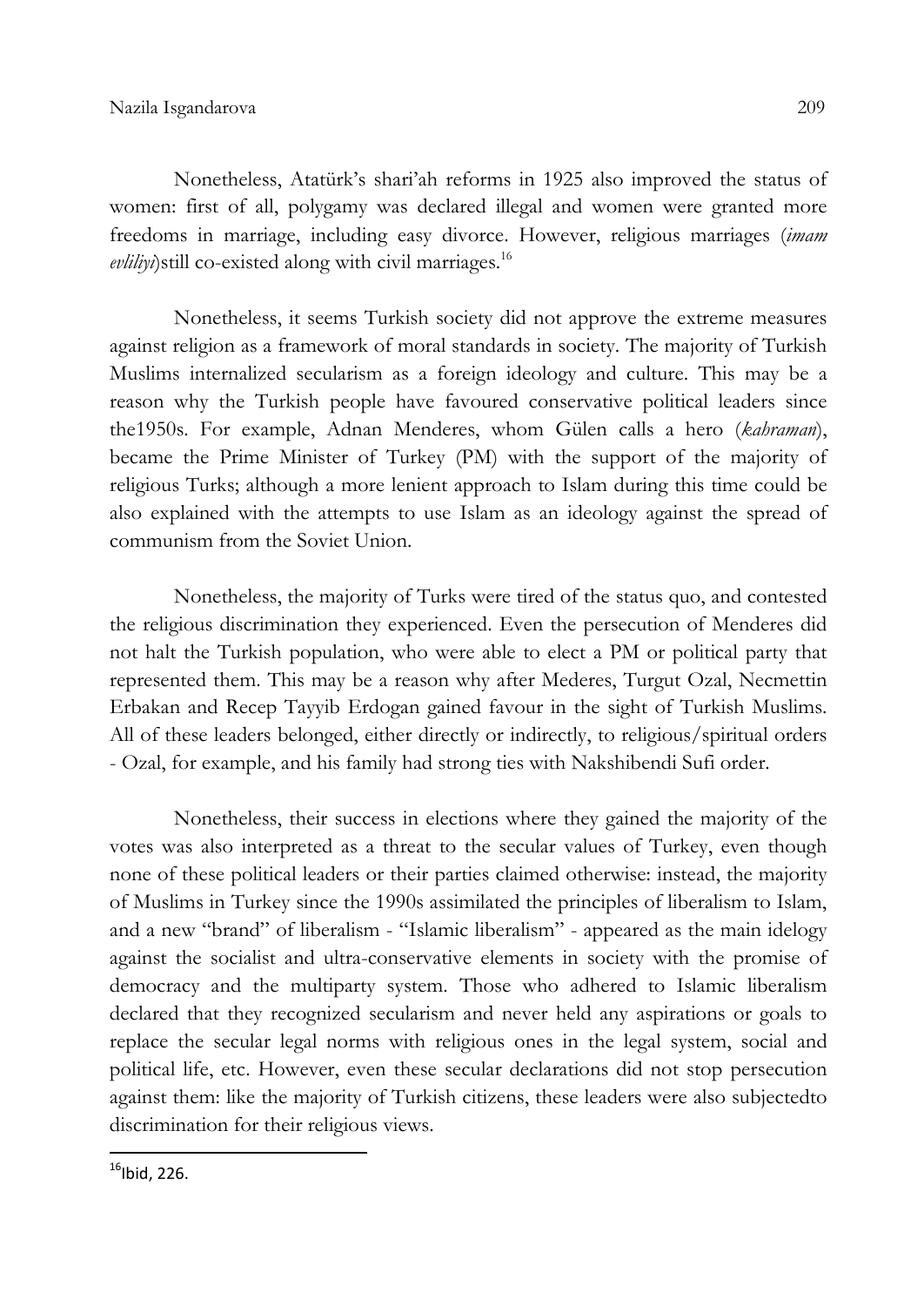Nonetheless, Atatürk's shari'ah reforms in 1925 also improved the status of women: first of all, polygamy was declared illegal and women were granted more freedoms in marriage, including easy divorce. However, religious marriages (*imam evliliyi*)still co-existed along with civil marriages.[16]

Nonetheless, it seems Turkish society did not approve the extreme measures against religion as a framework of moral standards in society. The majority of Turkish Muslims internalized secularism as a foreign ideology and culture. This may be a reason why the Turkish people have favoured conservative political leaders since the1950s. For example, Adnan Menderes, whom Gülen calls a hero (*kahraman*), became the Prime Minister of Turkey (PM) with the support of the majority of religious Turks; although a more lenient approach to Islam during this time could be also explained with the attempts to use Islam as an ideology against the spread of communism from the Soviet Union.

Nonetheless, the majority of Turks were tired of the status quo, and contested the religious discrimination they experienced. Even the persecution of Menderes did not halt the Turkish population, who were able to elect a PM or political party that represented them. This may be a reason why after Mederes, Turgut Ozal, Necmettin Erbakan and Recep Tayyib Erdogan gained favour in the sight of Turkish Muslims. All of these leaders belonged, either directly or indirectly, to religious/spiritual orders - Ozal, for example, and his family had strong ties with Nakshibendi Sufi order.

Nonetheless, their success in elections where they gained the majority of the votes was also interpreted as a threat to the secular values of Turkey, even though none of these political leaders or their parties claimed otherwise: instead, the majority of Muslims in Turkey since the 1990s assimilated the principles of liberalism to Islam, and a new "brand" of liberalism - "Islamic liberalism" - appeared as the main idelogy against the socialist and ultra-conservative elements in society with the promise of democracy and the multiparty system. Those who adhered to Islamic liberalism declared that they recognized secularism and never held any aspirations or goals to replace the secular legal norms with religious ones in the legal system, social and political life, etc. However, even these secular declarations did not stop persecution against them: like the majority of Turkish citizens, these leaders were also subjectedto discrimination for their religious views.

[16]Ibid, 226.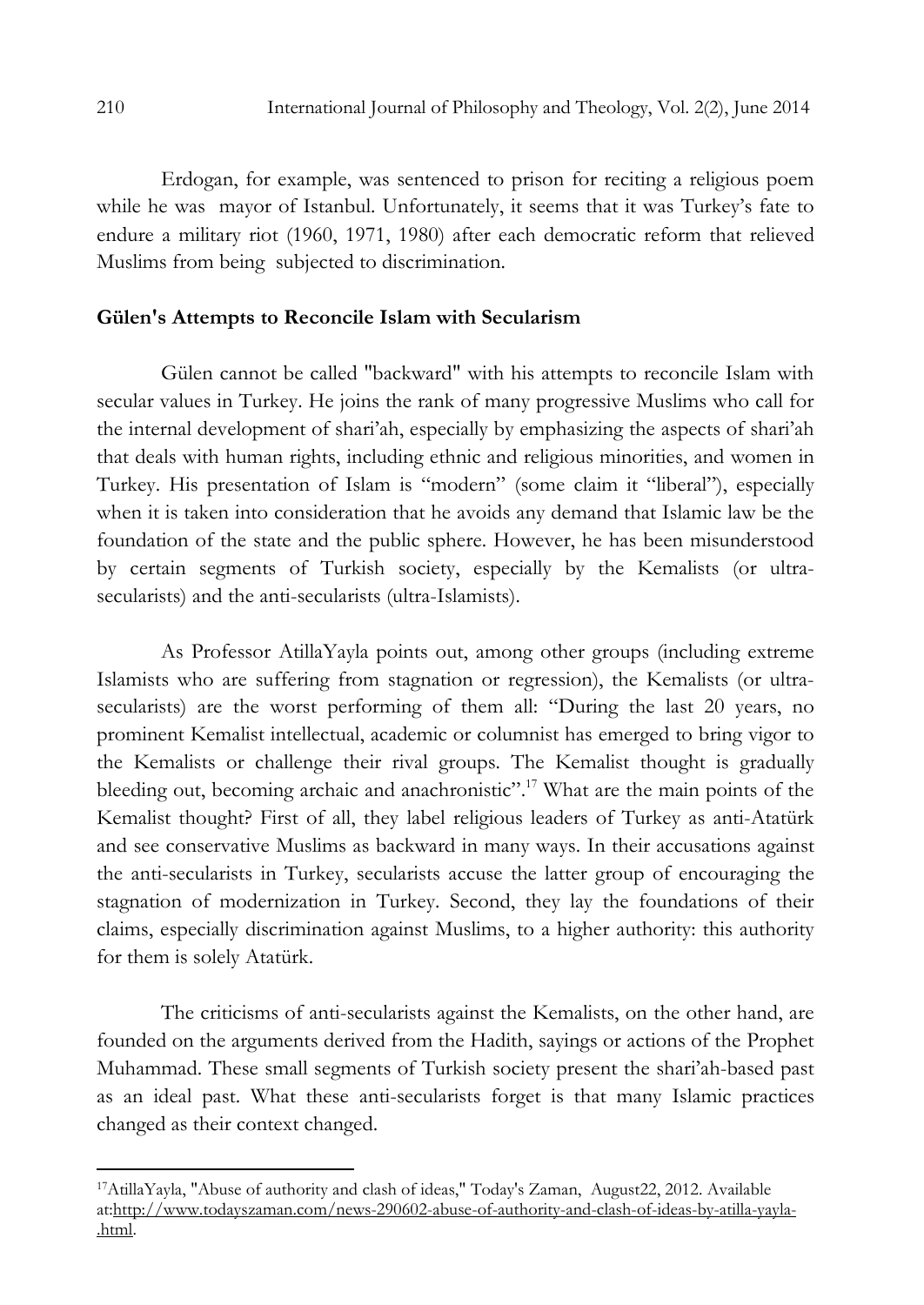Erdogan, for example, was sentenced to prison for reciting a religious poem while he was mayor of Istanbul. Unfortunately, it seems that it was Turkey's fate to endure a military riot (1960, 1971, 1980) after each democratic reform that relieved Muslims from being subjected to discrimination.

## Gülen's Attempts to Reconcile Islam with Secularism

Gülen cannot be called "backward" with his attempts to reconcile Islam with secular values in Turkey. He joins the rank of many progressive Muslims who call for the internal development of shari'ah, especially by emphasizing the aspects of shari'ah that deals with human rights, including ethnic and religious minorities, and women in Turkey. His presentation of Islam is "modern" (some claim it "liberal"), especially when it is taken into consideration that he avoids any demand that Islamic law be the foundation of the state and the public sphere. However, he has been misunderstood by certain segments of Turkish society, especially by the Kemalists (or ultra-secularists) and the anti-secularists (ultra-Islamists).

As Professor AtillaYayla points out, among other groups (including extreme Islamists who are suffering from stagnation or regression), the Kemalists (or ultra-secularists) are the worst performing of them all: "During the last 20 years, no prominent Kemalist intellectual, academic or columnist has emerged to bring vigor to the Kemalists or challenge their rival groups. The Kemalist thought is gradually bleeding out, becoming archaic and anachronistic".[17] What are the main points of the Kemalist thought? First of all, they label religious leaders of Turkey as anti-Atatürk and see conservative Muslims as backward in many ways. In their accusations against the anti-secularists in Turkey, secularists accuse the latter group of encouraging the stagnation of modernization in Turkey. Second, they lay the foundations of their claims, especially discrimination against Muslims, to a higher authority: this authority for them is solely Atatürk.

The criticisms of anti-secularists against the Kemalists, on the other hand, are founded on the arguments derived from the Hadith, sayings or actions of the Prophet Muhammad. These small segments of Turkish society present the shari'ah-based past as an ideal past. What these anti-secularists forget is that many Islamic practices changed as their context changed.

---

[17] AtillaYayla, "Abuse of authority and clash of ideas," Today's Zaman, August22, 2012. Available at:http://www.todayszaman.com/news-290602-abuse-of-authority-and-clash-of-ideas-by-atilla-yayla-.html.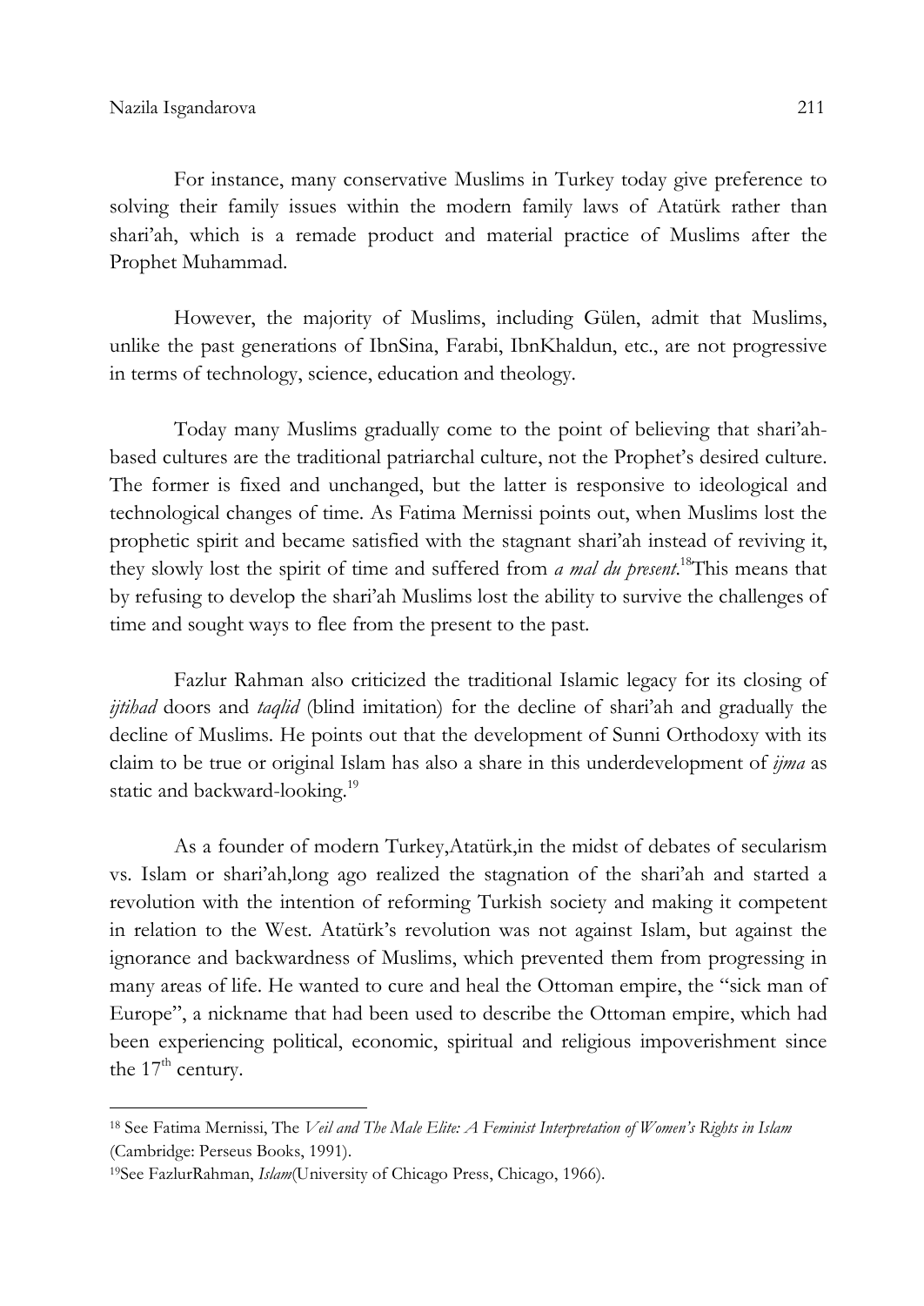For instance, many conservative Muslims in Turkey today give preference to solving their family issues within the modern family laws of Atatürk rather than shari'ah, which is a remade product and material practice of Muslims after the Prophet Muhammad.

However, the majority of Muslims, including Gülen, admit that Muslims, unlike the past generations of IbnSina, Farabi, IbnKhaldun, etc., are not progressive in terms of technology, science, education and theology.

Today many Muslims gradually come to the point of believing that shari'ah-based cultures are the traditional patriarchal culture, not the Prophet's desired culture. The former is fixed and unchanged, but the latter is responsive to ideological and technological changes of time. As Fatima Mernissi points out, when Muslims lost the prophetic spirit and became satisfied with the stagnant shari'ah instead of reviving it, they slowly lost the spirit of time and suffered from *a mal du present*.[18]This means that by refusing to develop the shari'ah Muslims lost the ability to survive the challenges of time and sought ways to flee from the present to the past.

Fazlur Rahman also criticized the traditional Islamic legacy for its closing of *ijtihad* doors and *taqlid* (blind imitation) for the decline of shari'ah and gradually the decline of Muslims. He points out that the development of Sunni Orthodoxy with its claim to be true or original Islam has also a share in this underdevelopment of *ijma* as static and backward-looking.[19]

As a founder of modern Turkey,Atatürk,in the midst of debates of secularism vs. Islam or shari'ah,long ago realized the stagnation of the shari'ah and started a revolution with the intention of reforming Turkish society and making it competent in relation to the West. Atatürk's revolution was not against Islam, but against the ignorance and backwardness of Muslims, which prevented them from progressing in many areas of life. He wanted to cure and heal the Ottoman empire, the "sick man of Europe", a nickname that had been used to describe the Ottoman empire, which had been experiencing political, economic, spiritual and religious impoverishment since the 17th century.

---

[18] See Fatima Mernissi, The *Veil and The Male Elite: A Feminist Interpretation of Women's Rights in Islam* (Cambridge: Perseus Books, 1991).

[19]See FazlurRahman, *Islam*(University of Chicago Press, Chicago, 1966).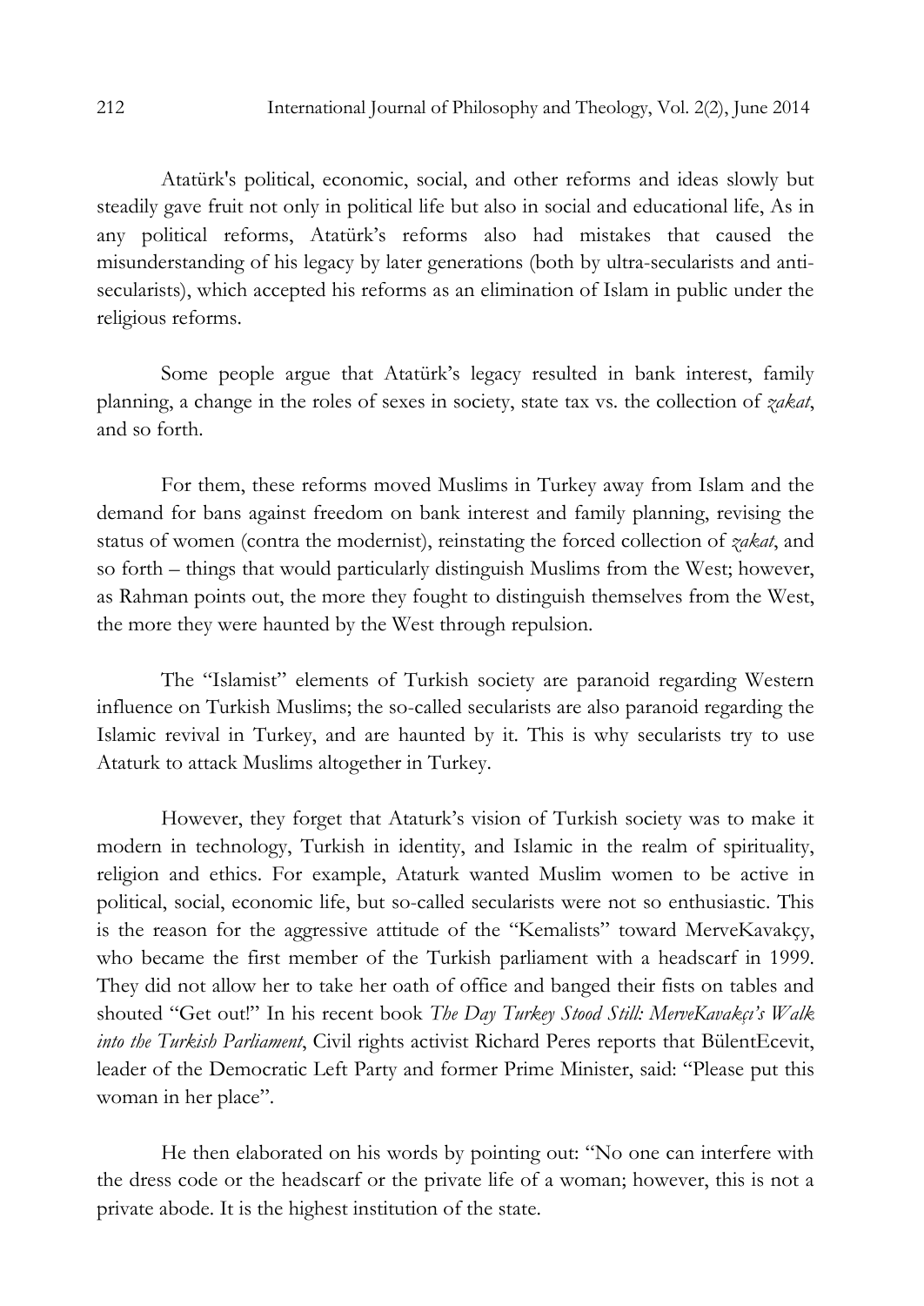Atatürk's political, economic, social, and other reforms and ideas slowly but steadily gave fruit not only in political life but also in social and educational life, As in any political reforms, Atatürk's reforms also had mistakes that caused the misunderstanding of his legacy by later generations (both by ultra-secularists and anti-secularists), which accepted his reforms as an elimination of Islam in public under the religious reforms.

Some people argue that Atatürk's legacy resulted in bank interest, family planning, a change in the roles of sexes in society, state tax vs. the collection of *zakat*, and so forth.

For them, these reforms moved Muslims in Turkey away from Islam and the demand for bans against freedom on bank interest and family planning, revising the status of women (contra the modernist), reinstating the forced collection of *zakat*, and so forth – things that would particularly distinguish Muslims from the West; however, as Rahman points out, the more they fought to distinguish themselves from the West, the more they were haunted by the West through repulsion.

The "Islamist" elements of Turkish society are paranoid regarding Western influence on Turkish Muslims; the so-called secularists are also paranoid regarding the Islamic revival in Turkey, and are haunted by it. This is why secularists try to use Ataturk to attack Muslims altogether in Turkey.

However, they forget that Ataturk's vision of Turkish society was to make it modern in technology, Turkish in identity, and Islamic in the realm of spirituality, religion and ethics. For example, Ataturk wanted Muslim women to be active in political, social, economic life, but so-called secularists were not so enthusiastic. This is the reason for the aggressive attitude of the "Kemalists" toward MerveKavakçy, who became the first member of the Turkish parliament with a headscarf in 1999. They did not allow her to take her oath of office and banged their fists on tables and shouted "Get out!" In his recent book *The Day Turkey Stood Still: MerveKavakçı's Walk into the Turkish Parliament*, Civil rights activist Richard Peres reports that BülentEcevit, leader of the Democratic Left Party and former Prime Minister, said: "Please put this woman in her place".

He then elaborated on his words by pointing out: "No one can interfere with the dress code or the headscarf or the private life of a woman; however, this is not a private abode. It is the highest institution of the state.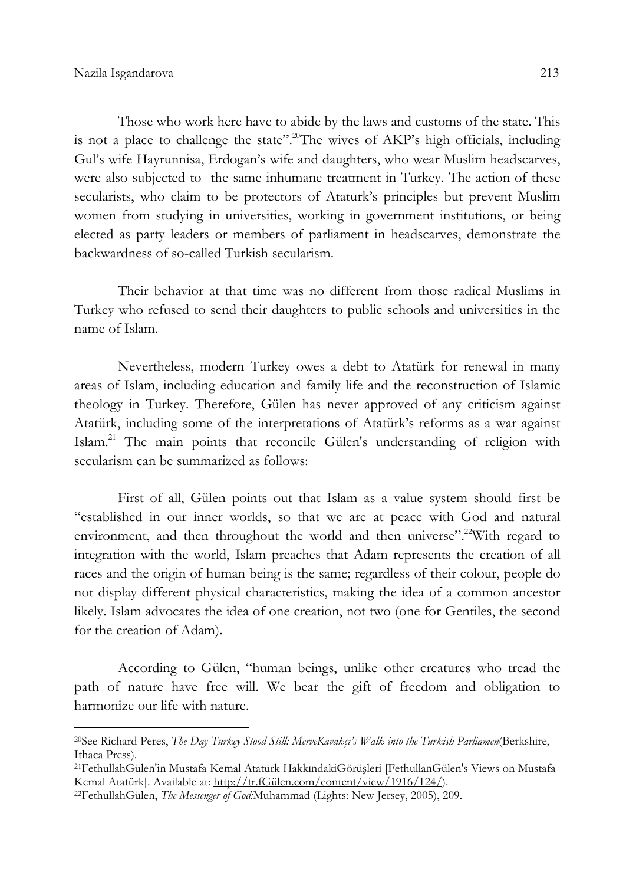Those who work here have to abide by the laws and customs of the state. This is not a place to challenge the state".[20]The wives of AKP's high officials, including Gul's wife Hayrunnisa, Erdogan's wife and daughters, who wear Muslim headscarves, were also subjected to the same inhumane treatment in Turkey. The action of these secularists, who claim to be protectors of Ataturk's principles but prevent Muslim women from studying in universities, working in government institutions, or being elected as party leaders or members of parliament in headscarves, demonstrate the backwardness of so-called Turkish secularism.

Their behavior at that time was no different from those radical Muslims in Turkey who refused to send their daughters to public schools and universities in the name of Islam.

Nevertheless, modern Turkey owes a debt to Atatürk for renewal in many areas of Islam, including education and family life and the reconstruction of Islamic theology in Turkey. Therefore, Gülen has never approved of any criticism against Atatürk, including some of the interpretations of Atatürk's reforms as a war against Islam.[21] The main points that reconcile Gülen's understanding of religion with secularism can be summarized as follows:

First of all, Gülen points out that Islam as a value system should first be "established in our inner worlds, so that we are at peace with God and natural environment, and then throughout the world and then universe".[22]With regard to integration with the world, Islam preaches that Adam represents the creation of all races and the origin of human being is the same; regardless of their colour, people do not display different physical characteristics, making the idea of a common ancestor likely. Islam advocates the idea of one creation, not two (one for Gentiles, the second for the creation of Adam).

According to Gülen, "human beings, unlike other creatures who tread the path of nature have free will. We bear the gift of freedom and obligation to harmonize our life with nature.

---

[20]See Richard Peres, *The Day Turkey Stood Still: MerveKavakçı's Walk into the Turkish Parliamen*(Berkshire, Ithaca Press).

[21]FethullahGülen'in Mustafa Kemal Atatürk HakkındakiGörüşleri [FethullanGülen's Views on Mustafa Kemal Atatürk]. Available at: http://tr.fGülen.com/content/view/1916/124/).

[22]FethullahGülen, *The Messenger of God:*Muhammad (Lights: New Jersey, 2005), 209.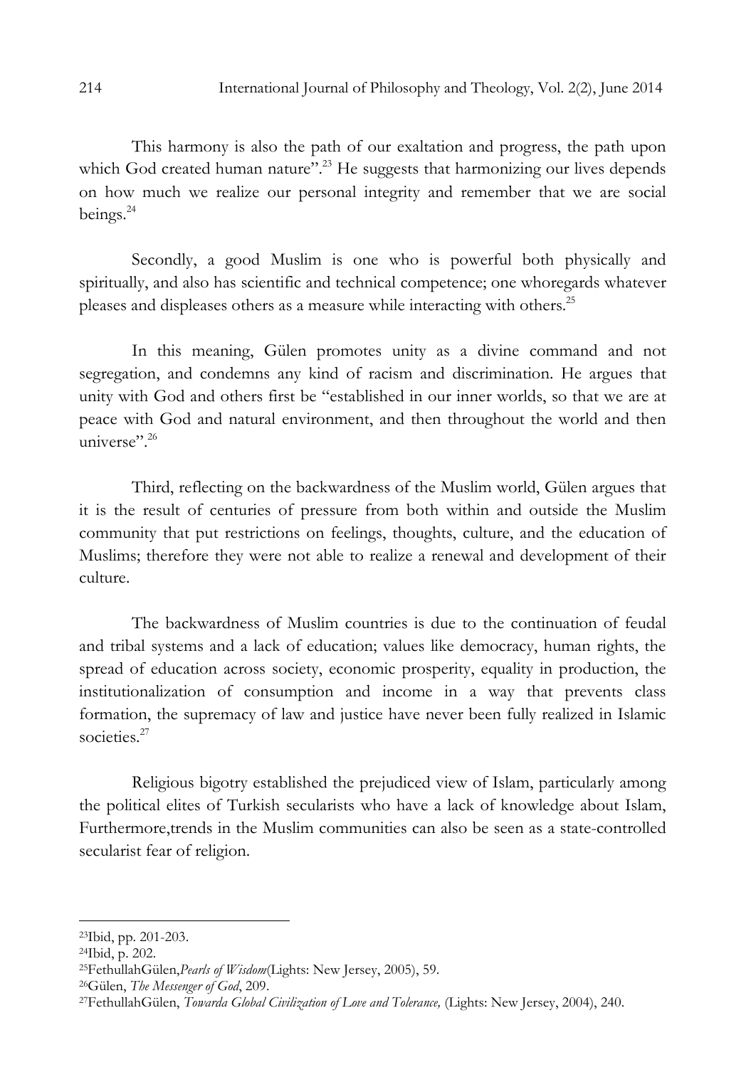This harmony is also the path of our exaltation and progress, the path upon which God created human nature".[23] He suggests that harmonizing our lives depends on how much we realize our personal integrity and remember that we are social beings.[24]

Secondly, a good Muslim is one who is powerful both physically and spiritually, and also has scientific and technical competence; one whoregards whatever pleases and displeases others as a measure while interacting with others.[25]

In this meaning, Gülen promotes unity as a divine command and not segregation, and condemns any kind of racism and discrimination. He argues that unity with God and others first be "established in our inner worlds, so that we are at peace with God and natural environment, and then throughout the world and then universe".[26]

Third, reflecting on the backwardness of the Muslim world, Gülen argues that it is the result of centuries of pressure from both within and outside the Muslim community that put restrictions on feelings, thoughts, culture, and the education of Muslims; therefore they were not able to realize a renewal and development of their culture.

The backwardness of Muslim countries is due to the continuation of feudal and tribal systems and a lack of education; values like democracy, human rights, the spread of education across society, economic prosperity, equality in production, the institutionalization of consumption and income in a way that prevents class formation, the supremacy of law and justice have never been fully realized in Islamic societies.[27]

Religious bigotry established the prejudiced view of Islam, particularly among the political elites of Turkish secularists who have a lack of knowledge about Islam, Furthermore,trends in the Muslim communities can also be seen as a state-controlled secularist fear of religion.

---

[23]Ibid, pp. 201-203.

[24]Ibid, p. 202.

[25]FethullahGülen,*Pearls of Wisdom*(Lights: New Jersey, 2005), 59.

[26]Gülen, *The Messenger of God*, 209.

[27]FethullahGülen, *Towarda Global Civilization of Love and Tolerance,* (Lights: New Jersey, 2004), 240.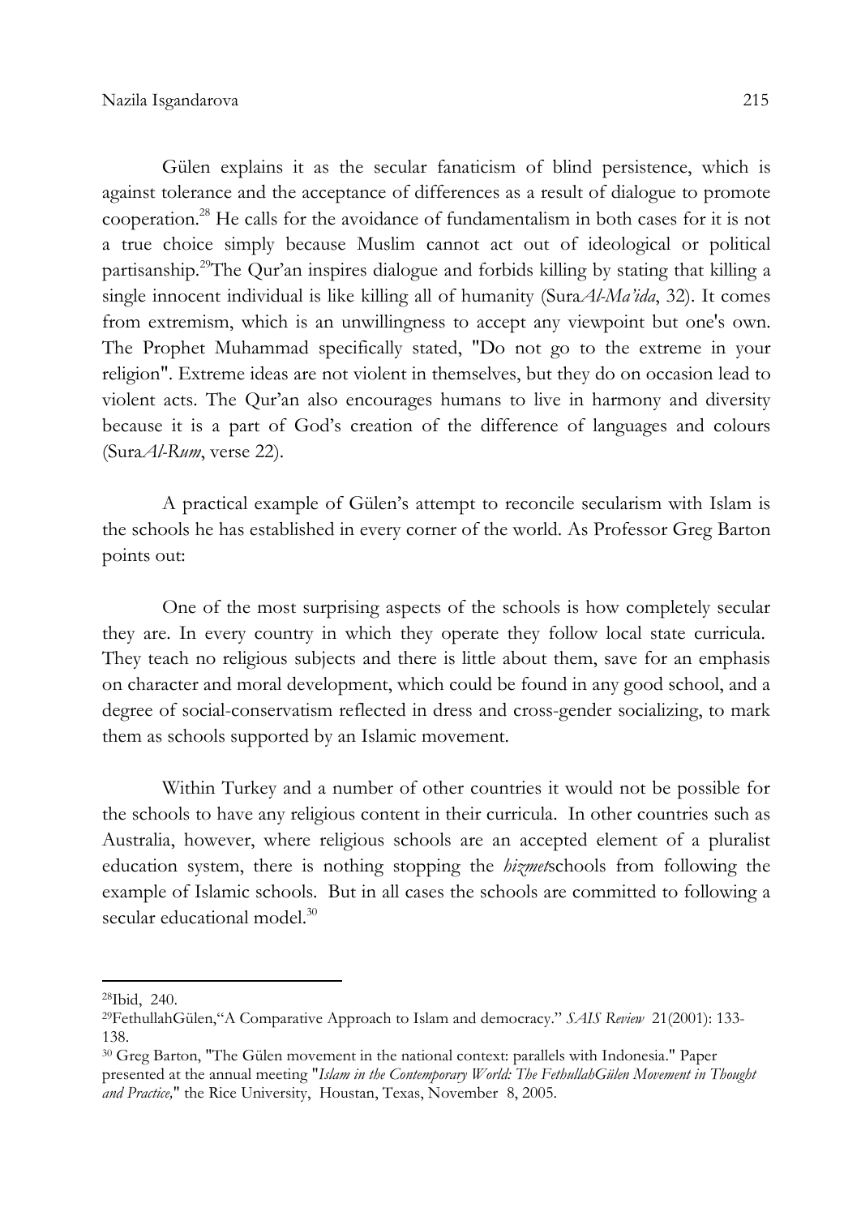Gülen explains it as the secular fanaticism of blind persistence, which is against tolerance and the acceptance of differences as a result of dialogue to promote cooperation.[28] He calls for the avoidance of fundamentalism in both cases for it is not a true choice simply because Muslim cannot act out of ideological or political partisanship.[29]The Qur'an inspires dialogue and forbids killing by stating that killing a single innocent individual is like killing all of humanity (Sura*Al-Ma'ida*, 32). It comes from extremism, which is an unwillingness to accept any viewpoint but one's own. The Prophet Muhammad specifically stated, "Do not go to the extreme in your religion". Extreme ideas are not violent in themselves, but they do on occasion lead to violent acts. The Qur'an also encourages humans to live in harmony and diversity because it is a part of God's creation of the difference of languages and colours (Sura*Al-Rum*, verse 22).

A practical example of Gülen's attempt to reconcile secularism with Islam is the schools he has established in every corner of the world. As Professor Greg Barton points out:

One of the most surprising aspects of the schools is how completely secular they are. In every country in which they operate they follow local state curricula. They teach no religious subjects and there is little about them, save for an emphasis on character and moral development, which could be found in any good school, and a degree of social-conservatism reflected in dress and cross-gender socializing, to mark them as schools supported by an Islamic movement.

Within Turkey and a number of other countries it would not be possible for the schools to have any religious content in their curricula. In other countries such as Australia, however, where religious schools are an accepted element of a pluralist education system, there is nothing stopping the *hizmet*schools from following the example of Islamic schools. But in all cases the schools are committed to following a secular educational model.[30]

---

[28]Ibid, 240.

[29]FethullahGülen,"A Comparative Approach to Islam and democracy." *SAIS Review* 21(2001): 133-138.

[30] Greg Barton, "The Gülen movement in the national context: parallels with Indonesia." Paper presented at the annual meeting "*Islam in the Contemporary World: The FethullahGülen Movement in Thought and Practice,*" the Rice University, Houstan, Texas, November 8, 2005.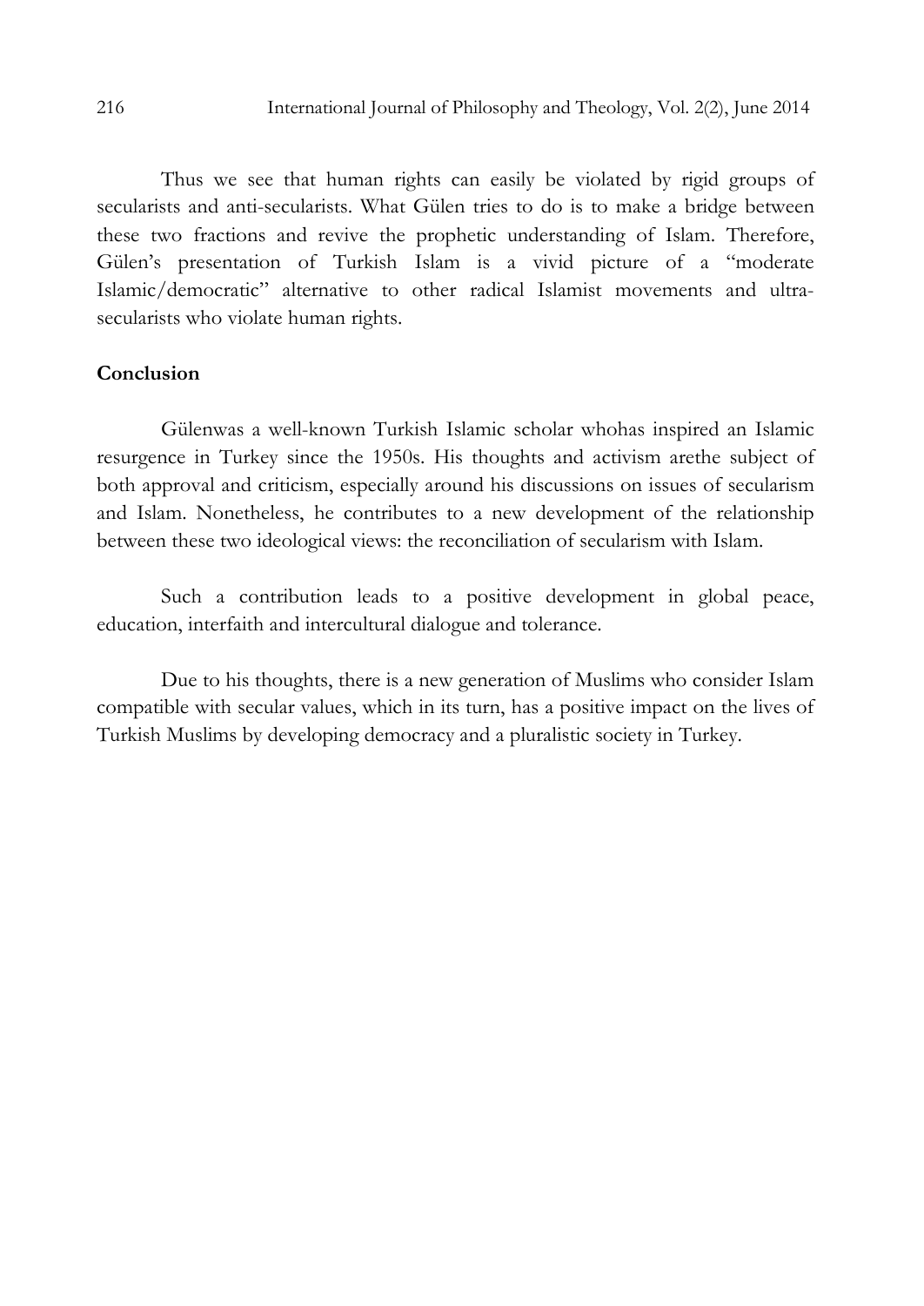Thus we see that human rights can easily be violated by rigid groups of secularists and anti-secularists. What Gülen tries to do is to make a bridge between these two fractions and revive the prophetic understanding of Islam. Therefore, Gülen's presentation of Turkish Islam is a vivid picture of a "moderate Islamic/democratic" alternative to other radical Islamist movements and ultra-secularists who violate human rights.

## Conclusion

Gülenwas a well-known Turkish Islamic scholar whohas inspired an Islamic resurgence in Turkey since the 1950s. His thoughts and activism arethe subject of both approval and criticism, especially around his discussions on issues of secularism and Islam. Nonetheless, he contributes to a new development of the relationship between these two ideological views: the reconciliation of secularism with Islam.

Such a contribution leads to a positive development in global peace, education, interfaith and intercultural dialogue and tolerance.

Due to his thoughts, there is a new generation of Muslims who consider Islam compatible with secular values, which in its turn, has a positive impact on the lives of Turkish Muslims by developing democracy and a pluralistic society in Turkey.